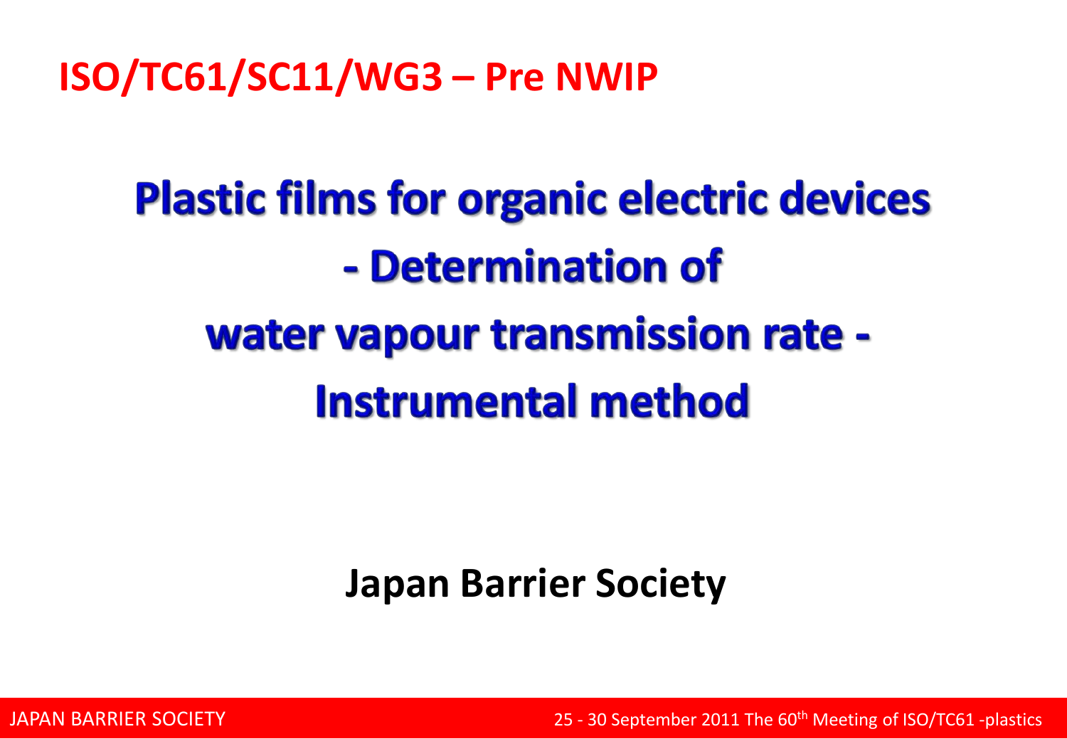# ISO/TC61/SC11/WG3 – Pre NWIP

## Plastic films for organic electric devices - Determination of water vapour transmission rate - Instrumental method

**Japan Barrier Society**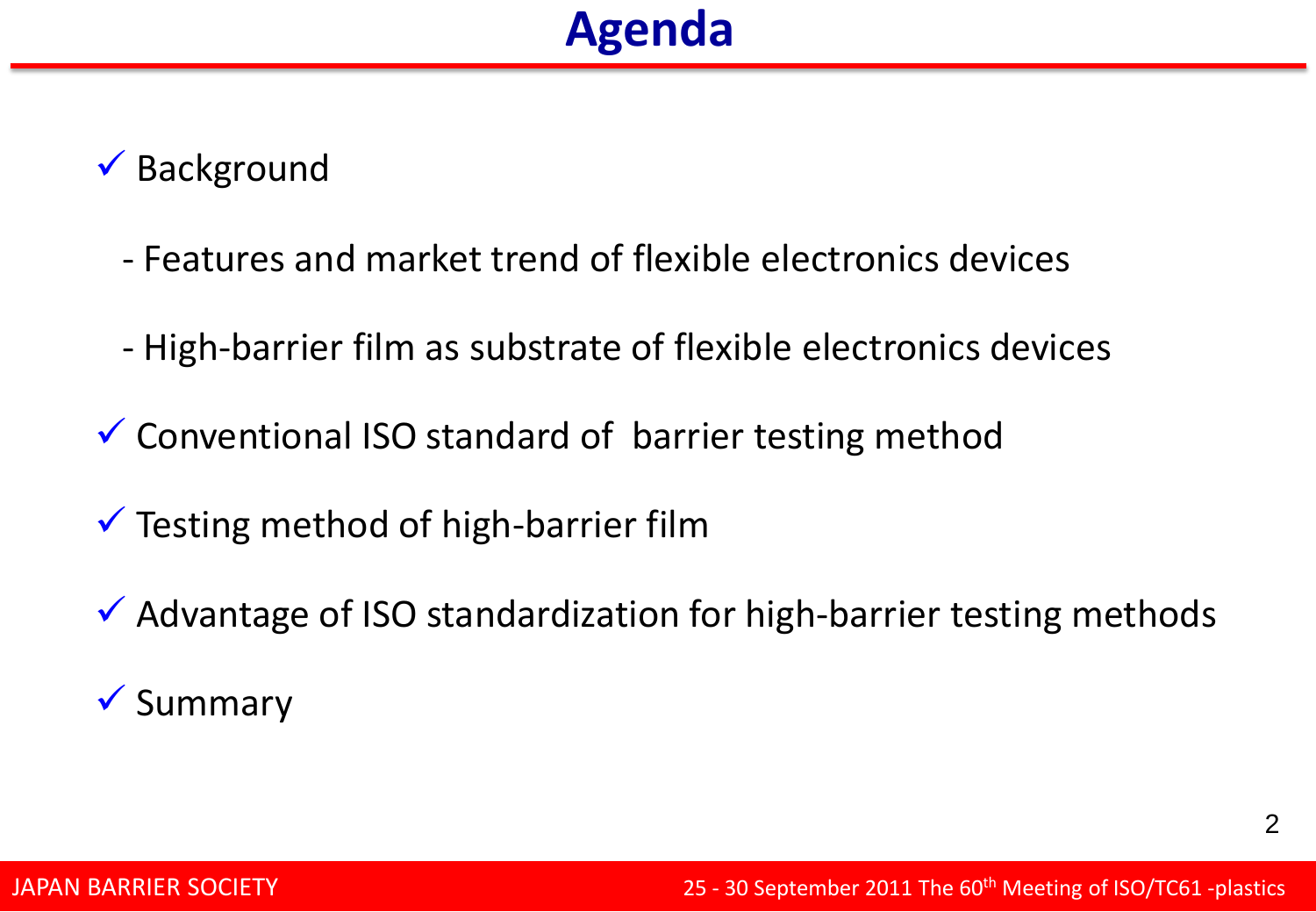# Agenda

- ✓ Background
  - Features and market trend of flexible electronics devices
  - High-barrier film as substrate of flexible electronics devices
- ✓ Conventional ISO standard of barrier testing method
- ✓ Testing method of high-barrier film
- ✓ Advantage of ISO standardization for high-barrier testing methods
- ✓ Summary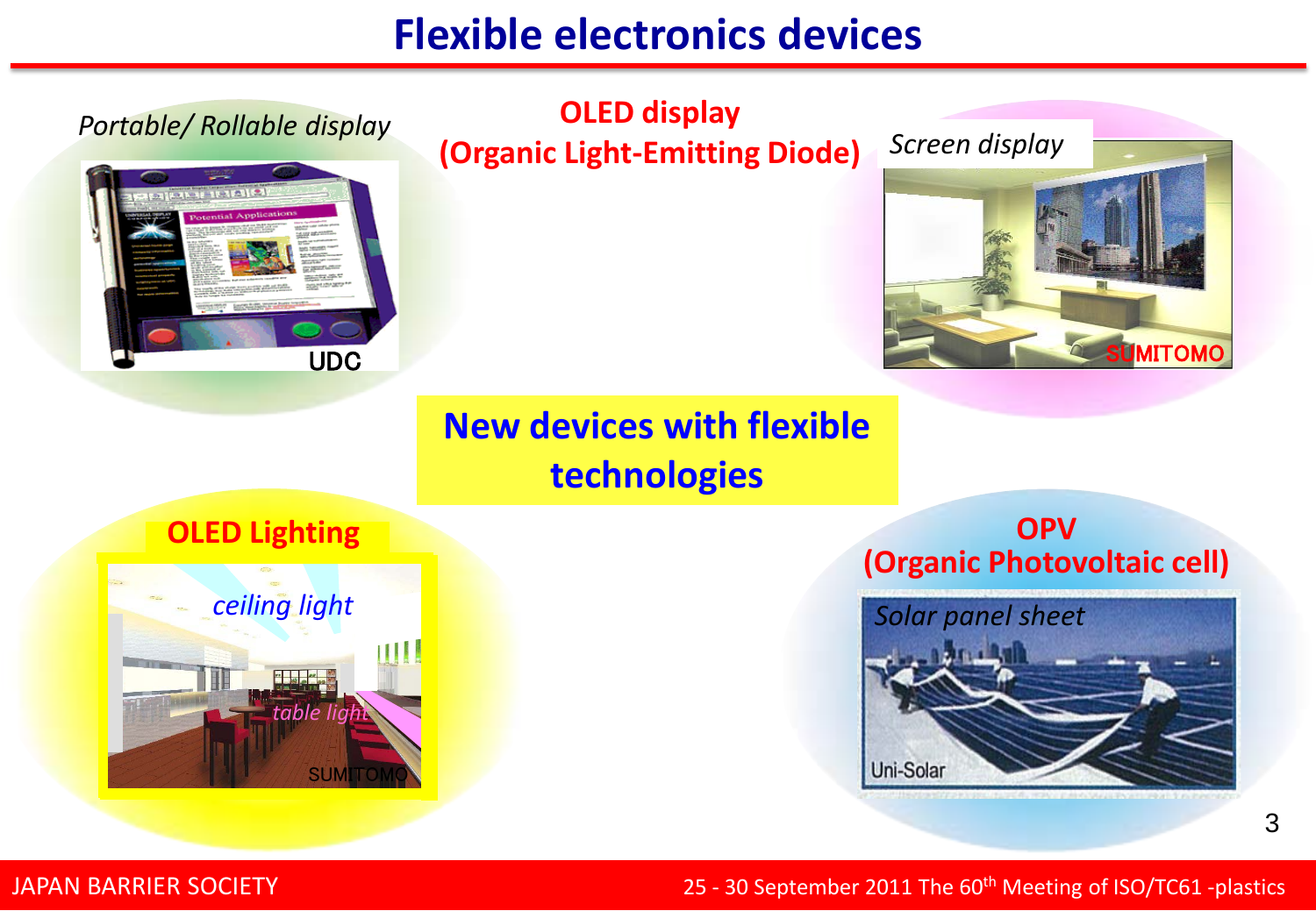# Flexible electronics devices

*Portable/ Rollable display*

UDC

**OLED display (Organic Light-Emitting Diode)**

*Screen display*

SUMITOMO

**New devices with flexible technologies**

**OLED Lighting**

*ceiling light*

*table light*

SUMITOMO

**OPV (Organic Photovoltaic cell)**

*Solar panel sheet*

Uni-Solar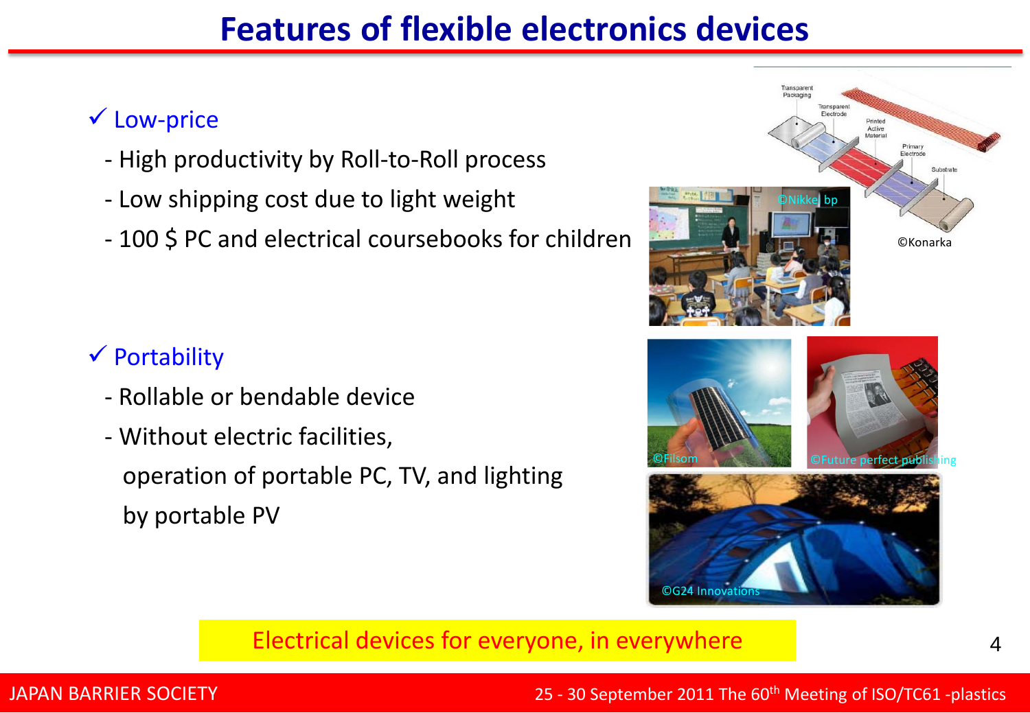# Features of flexible electronics devices

✓ Low-price

- High productivity by Roll-to-Roll process
- Low shipping cost due to light weight
- 100 $ PC and electrical coursebooks for children

✓ Portability

- Rollable or bendable device
- Without electric facilities, operation of portable PC, TV, and lighting by portable PV

Electrical devices for everyone, in everywhere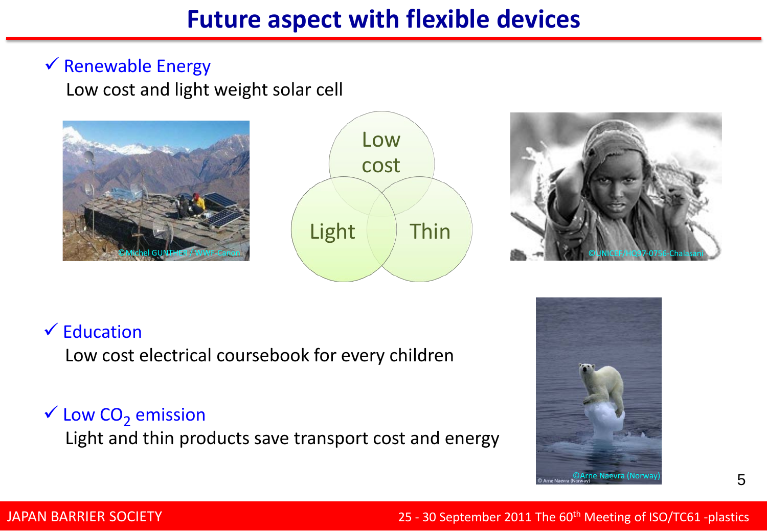# Future aspect with flexible devices

- ✓ Renewable Energy
  Low cost and light weight solar cell

Low cost

Light

Thin

- ✓ Education
  Low cost electrical coursebook for every children

- ✓ Low $CO_2$ emission
  Light and thin products save transport cost and energy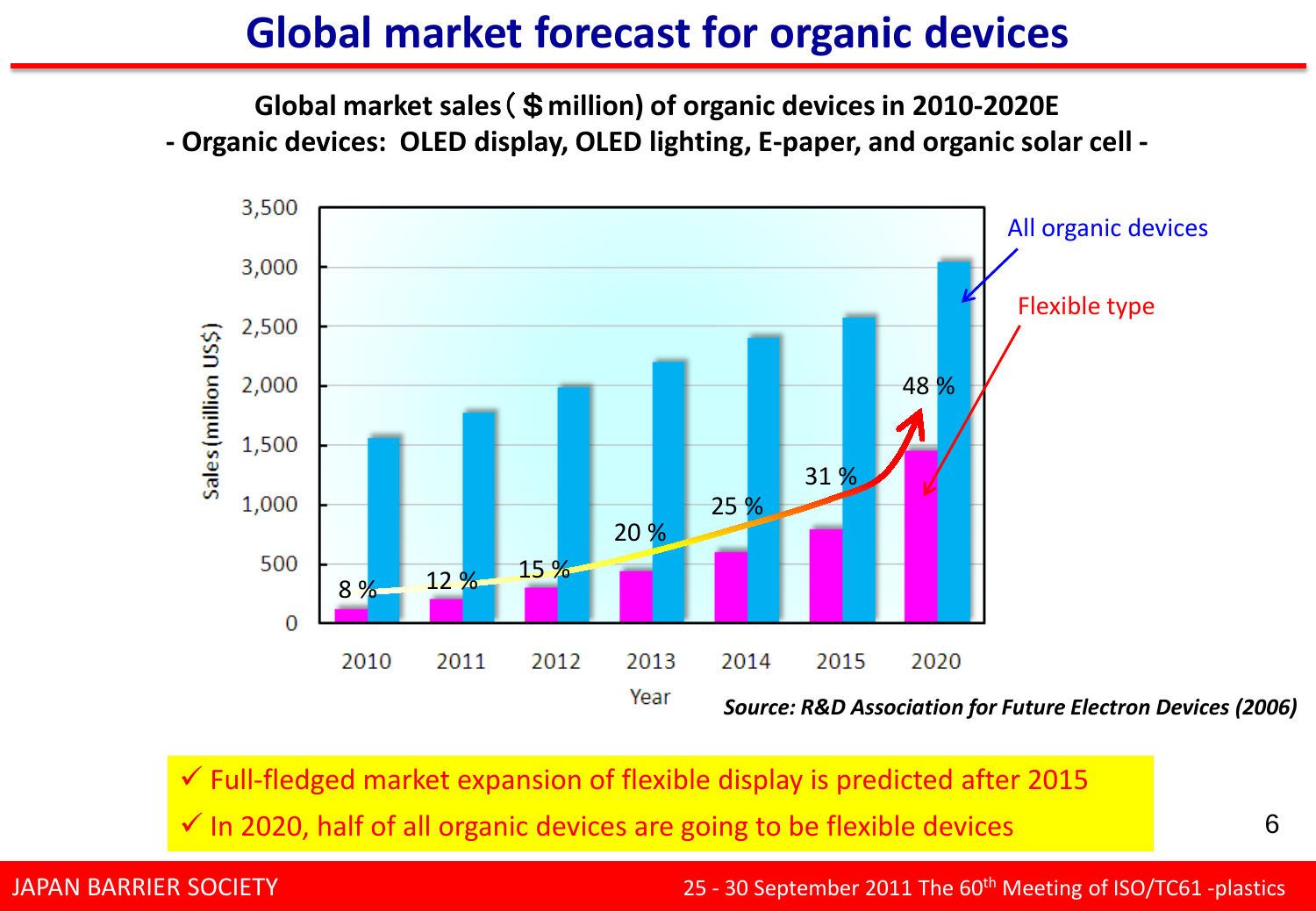# Global market forecast for organic devices

**Global market sales（＄million) of organic devices in 2010-2020E**

**- Organic devices: OLED display, OLED lighting, E-paper, and organic solar cell -**

| Year | 2010 | 2011 | 2012 | 2013 | 2014 | 2015 | 2020 |
|---|---|---|---|---|---|---|---|
| Flexible type share | 8 % | 12 % | 15 % | 20 % | 25 % | 31 % | 48 % |

All organic devices

Flexible type

Sales (million US$)

Year

*Source: R&D Association for Future Electron Devices (2006)*

- ✓ Full-fledged market expansion of flexible display is predicted after 2015
- ✓ In 2020, half of all organic devices are going to be flexible devices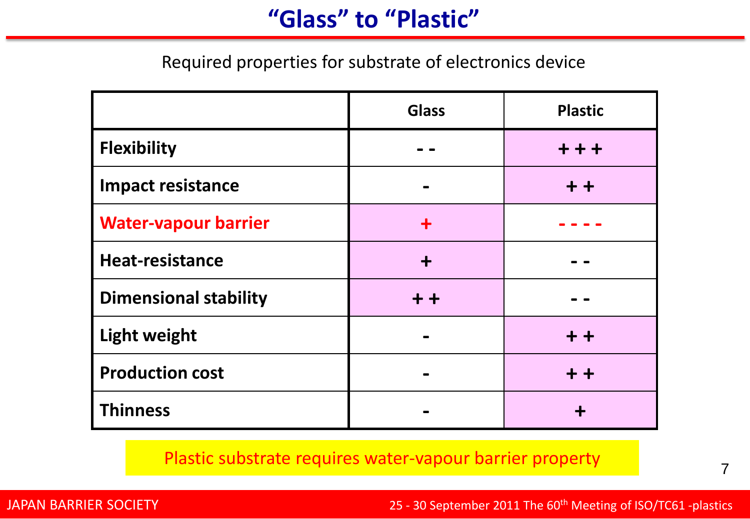# "Glass" to "Plastic"

Required properties for substrate of electronics device

| | Glass | Plastic |
|---|---|---|
| **Flexibility** | - - | + + + |
| **Impact resistance** | - | + + |
| **Water-vapour barrier** | + | - - - - |
| **Heat-resistance** | + | - - |
| **Dimensional stability** | + + | - - |
| **Light weight** | - | + + |
| **Production cost** | - | + + |
| **Thinness** | - | + |

Plastic substrate requires water-vapour barrier property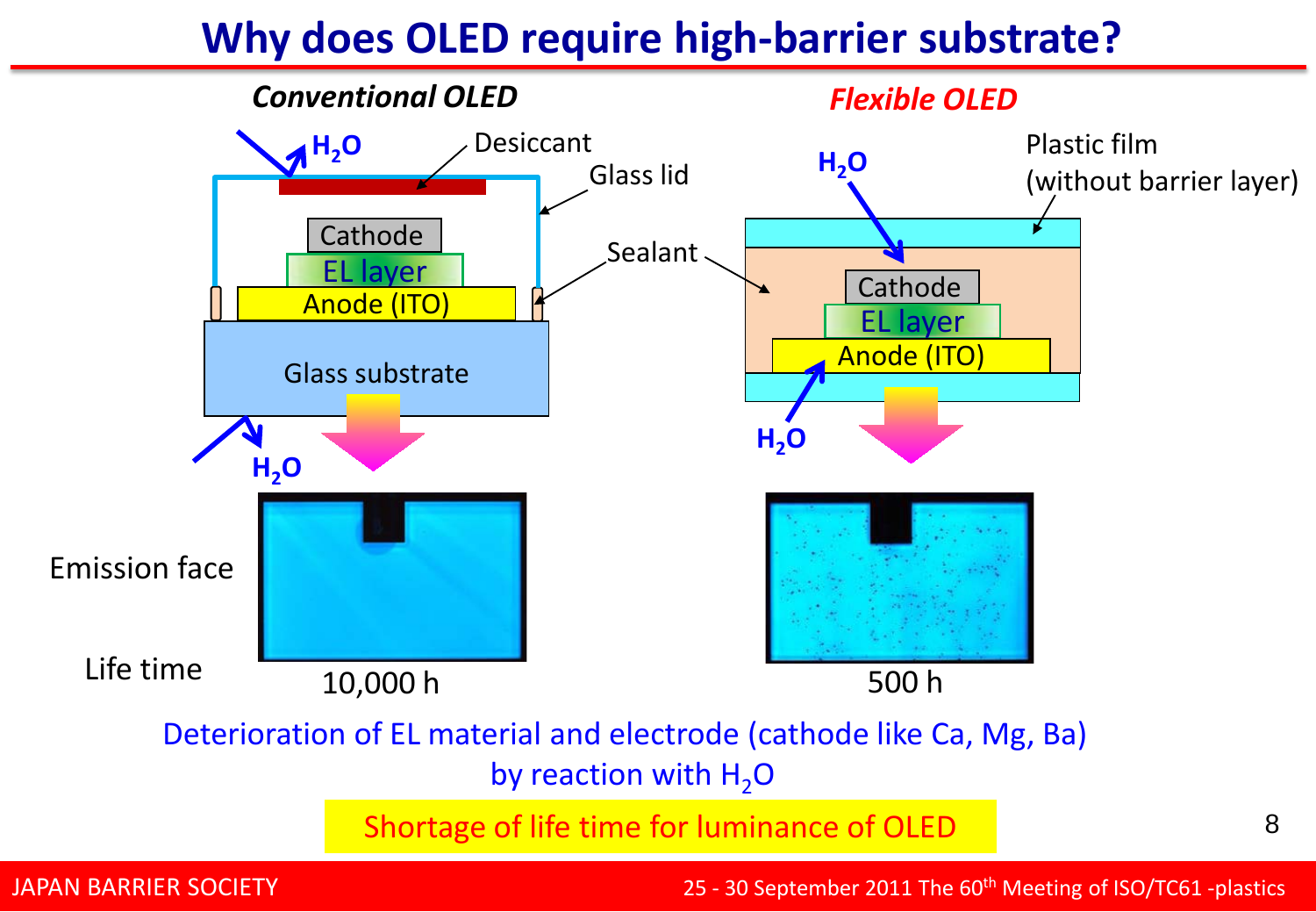# Why does OLED require high-barrier substrate?

***Conventional OLED***

$H_2O$

Desiccant

Glass lid

Sealant

Cathode

EL layer

Anode (ITO)

Glass substrate

$H_2O$

***Flexible OLED***

$H_2O$

Plastic film (without barrier layer)

Cathode

EL layer

Anode (ITO)

$H_2O$

| | Conventional OLED | Flexible OLED |
|---|---|---|
| Emission face | | |
| Life time | 10,000 h | 500 h |

Deterioration of EL material and electrode (cathode like Ca, Mg, Ba) by reaction with $H_2O$

Shortage of life time for luminance of OLED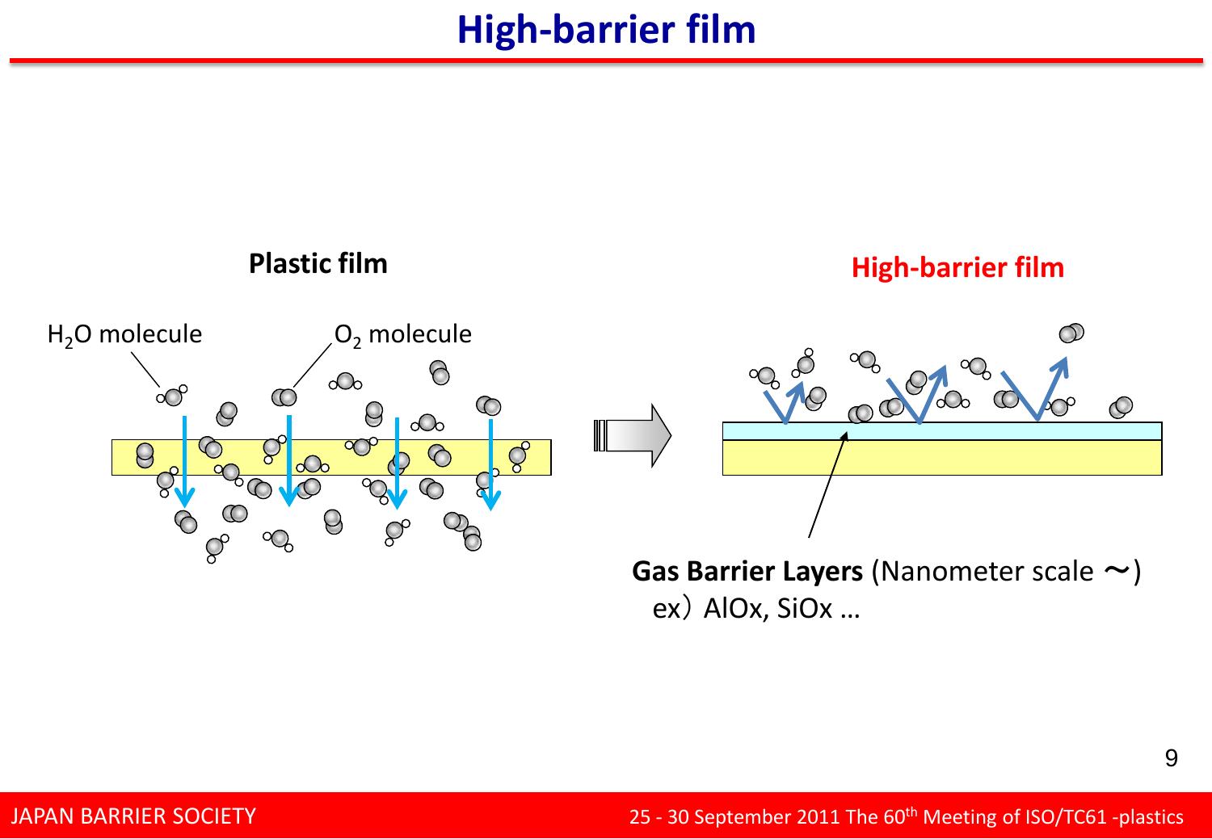# High-barrier film

**Plastic film**

$H_2O$ molecule

$O_2$ molecule

**High-barrier film**

**Gas Barrier Layers** (Nanometer scale ～)

ex）AlOx, SiOx …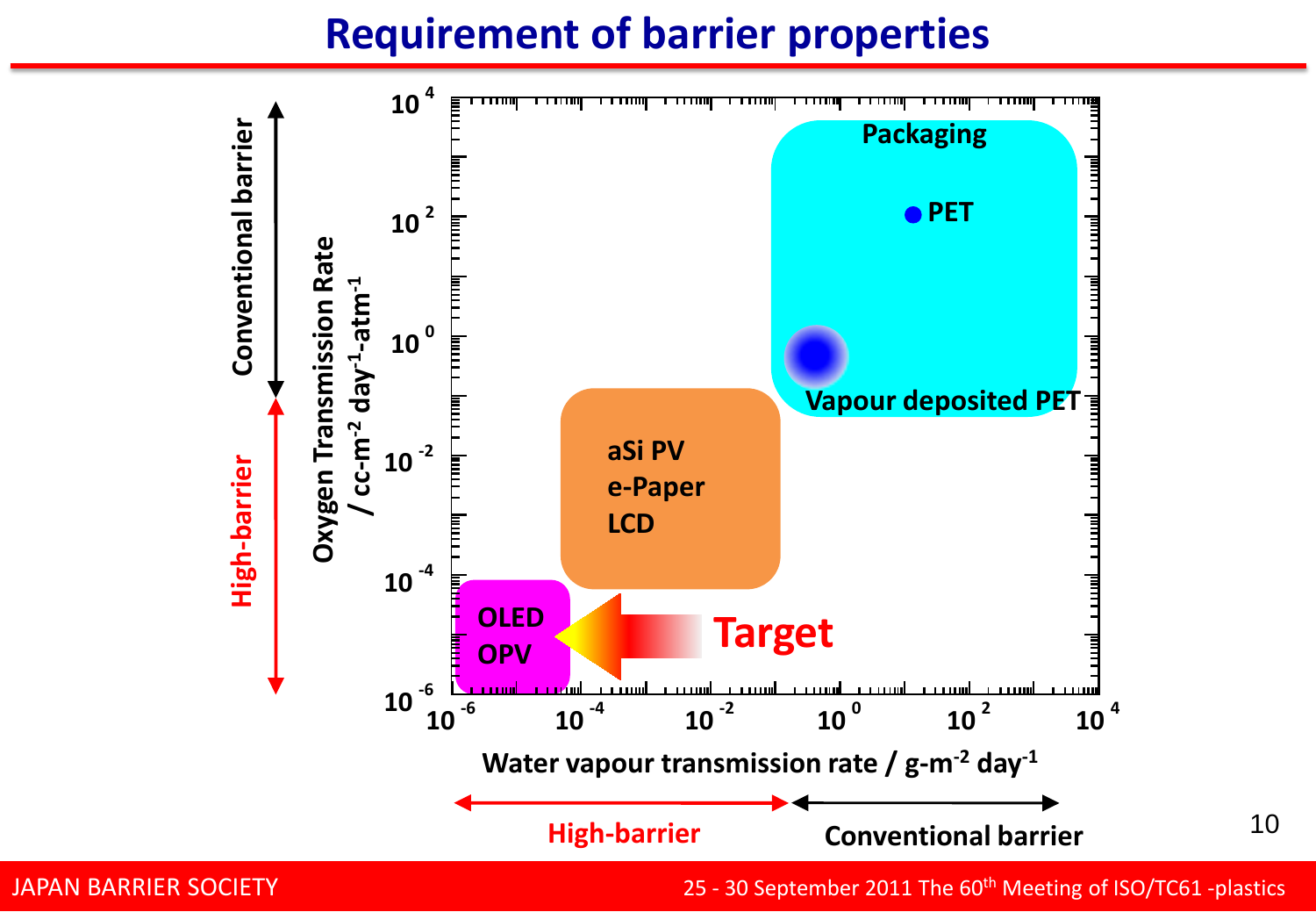# Requirement of barrier properties

Oxygen Transmission Rate / $cc\text{-}m^{-2}\ day^{-1}\text{-}atm^{-1}$

Water vapour transmission rate / $g\text{-}m^{-2}\ day^{-1}$

- Conventional barrier: Packaging (PET, Vapour deposited PET)
- High-barrier: aSi PV, e-Paper, LCD
- High-barrier (Target): OLED, OPV

Axis ranges: $10^{-6}$ to $10^{4}$ (both axes)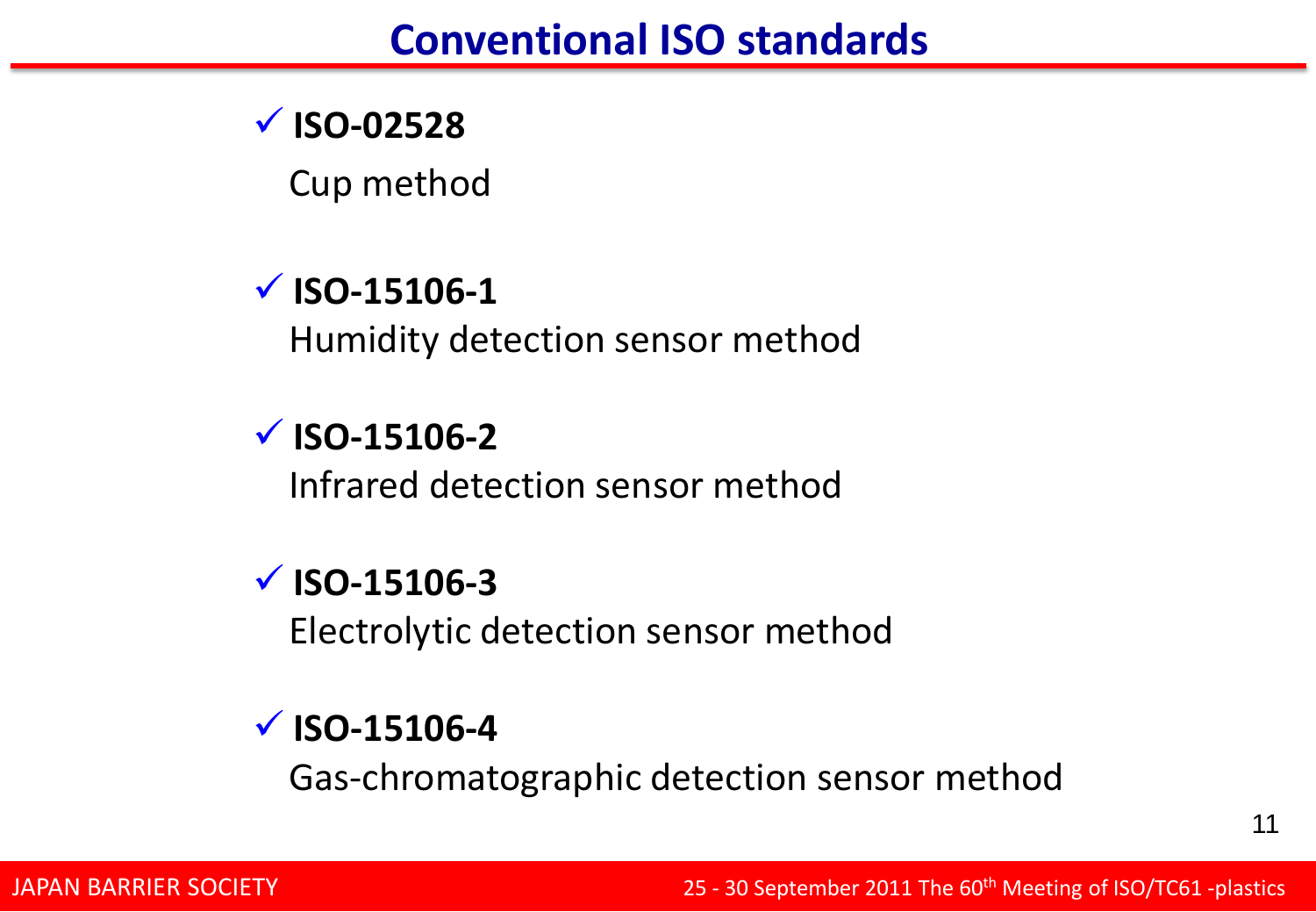# Conventional ISO standards

- **ISO-02528**
  Cup method

- **ISO-15106-1**
  Humidity detection sensor method

- **ISO-15106-2**
  Infrared detection sensor method

- **ISO-15106-3**
  Electrolytic detection sensor method

- **ISO-15106-4**
  Gas-chromatographic detection sensor method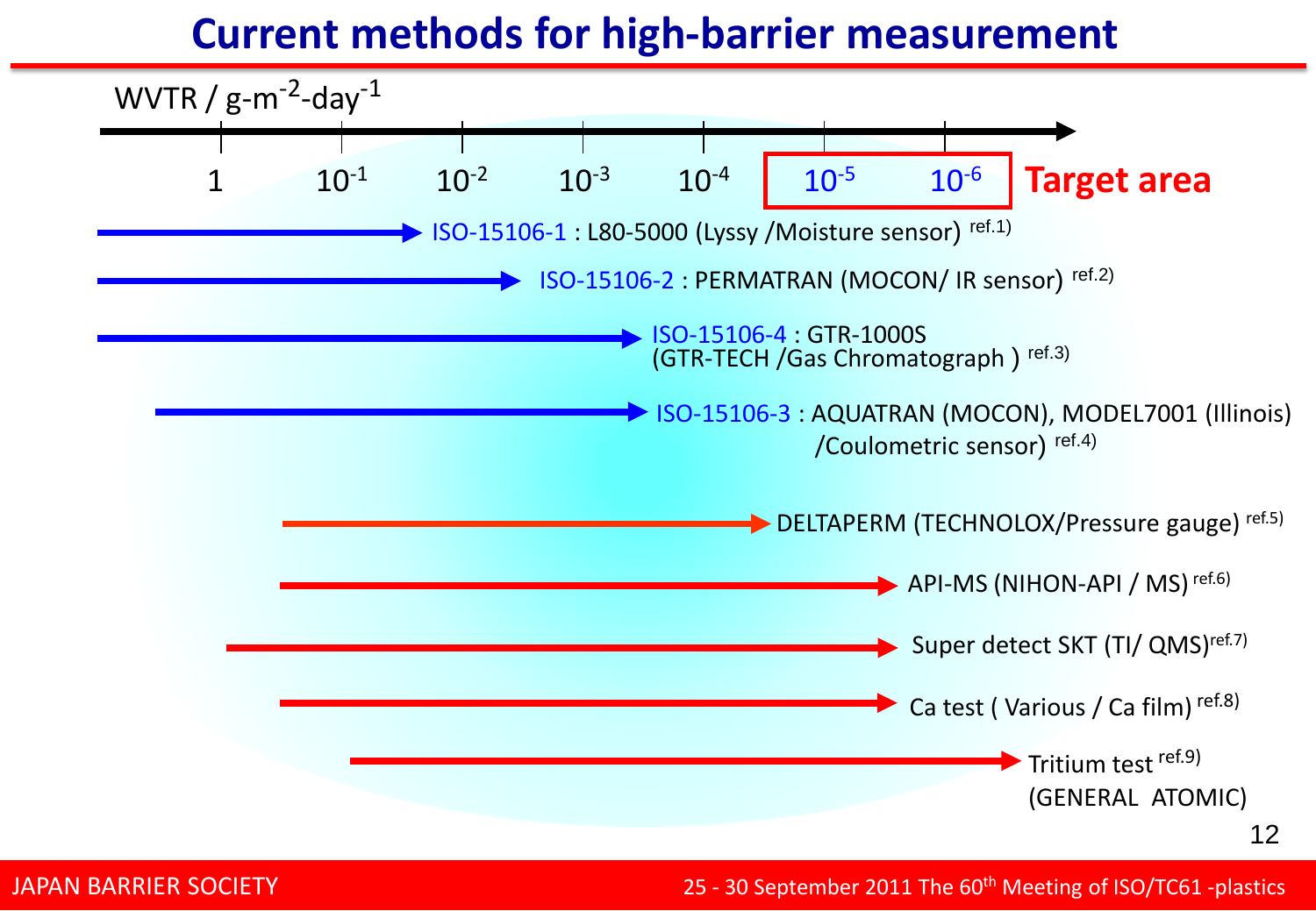# Current methods for high-barrier measurement

WVTR / $g\text{-}m^{-2}\text{-}day^{-1}$

1 | $10^{-1}$ | $10^{-2}$ | $10^{-3}$ | $10^{-4}$ | $10^{-5}$ | $10^{-6}$ — **Target area** ($10^{-5}$ – $10^{-6}$)

- ISO-15106-1 : L80-5000 (Lyssy /Moisture sensor) ref.1)
- ISO-15106-2 : PERMATRAN (MOCON/ IR sensor) ref.2)
- ISO-15106-4 : GTR-1000S (GTR-TECH /Gas Chromatograph ) ref.3)
- ISO-15106-3 : AQUATRAN (MOCON), MODEL7001 (Illinois) /Coulometric sensor) ref.4)
- DELTAPERM (TECHNOLOX/Pressure gauge) ref.5)
- API-MS (NIHON-API / MS) ref.6)
- Super detect SKT (TI/ QMS) ref.7)
- Ca test ( Various / Ca film) ref.8)
- Tritium test ref.9) (GENERAL ATOMIC)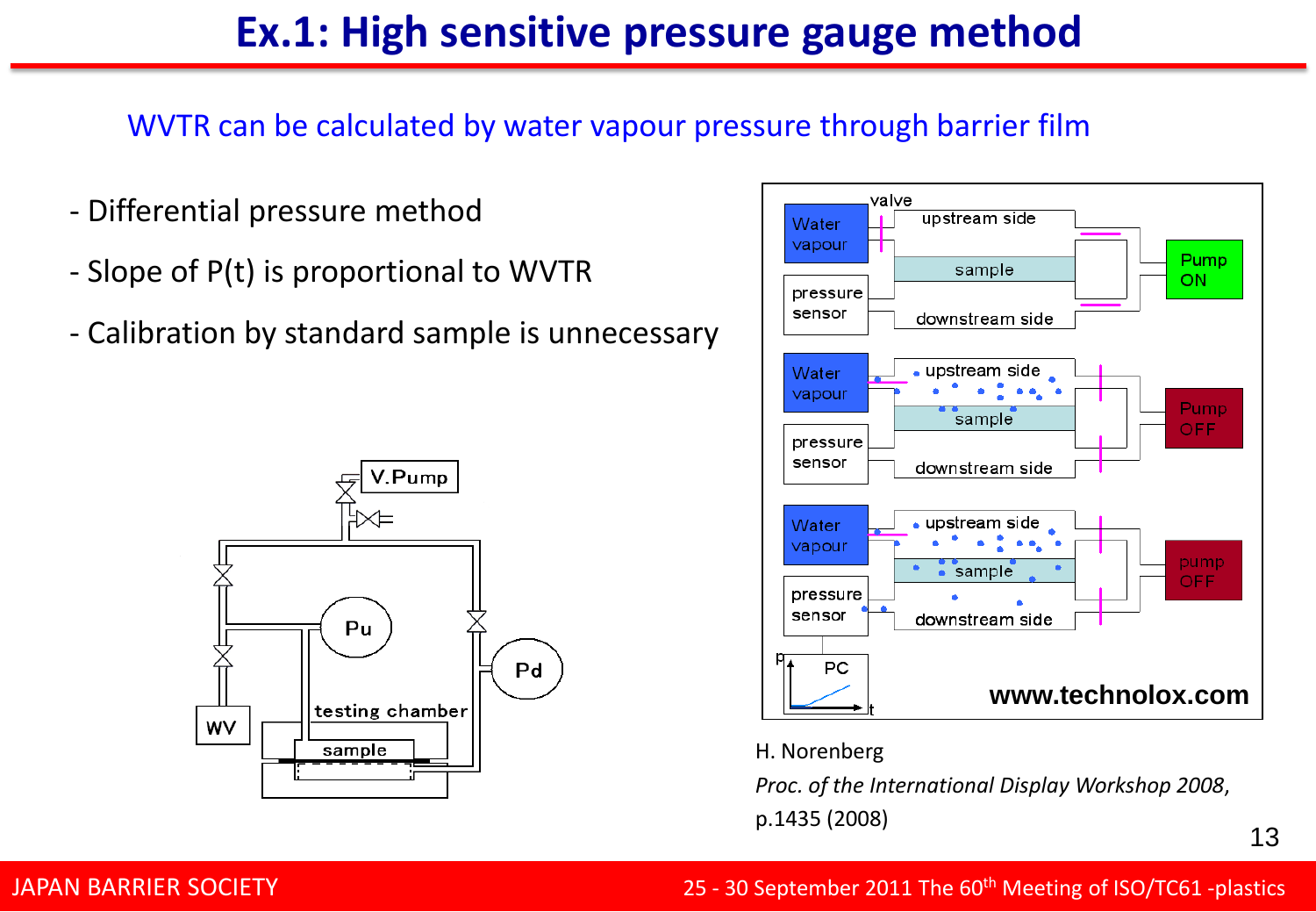# Ex.1: High sensitive pressure gauge method

WVTR can be calculated by water vapour pressure through barrier film

- Differential pressure method
- Slope of P(t) is proportional to WVTR
- Calibration by standard sample is unnecessary

H. Norenberg
*Proc. of the International Display Workshop 2008*, p.1435 (2008)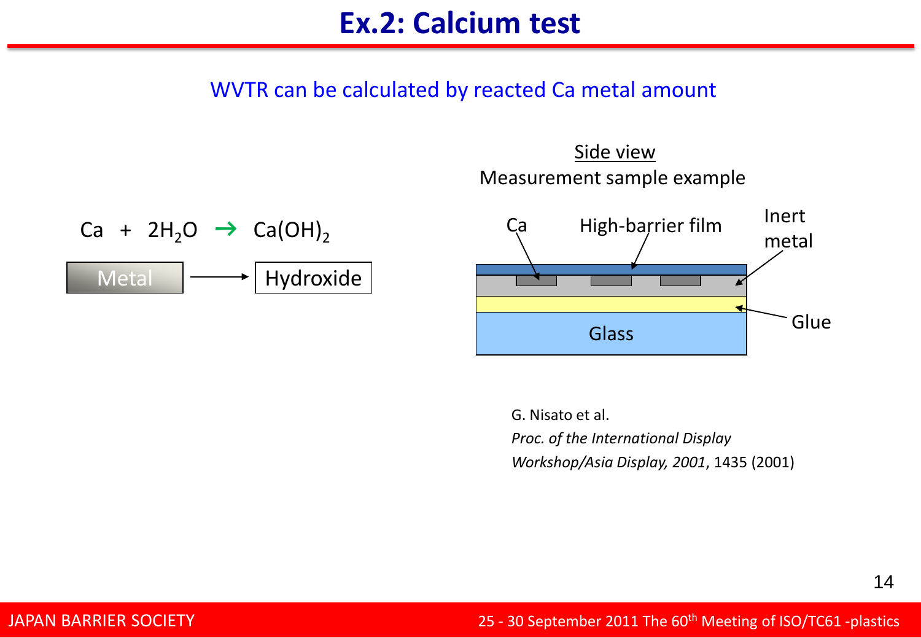# Ex.2: Calcium test

WVTR can be calculated by reacted Ca metal amount

$Ca + 2H_2O \rightarrow Ca(OH)_2$

Metal → Hydroxide

Side view

Measurement sample example

Ca

High-barrier film

Inert metal

Glue

Glass

G. Nisato et al.
*Proc. of the International Display Workshop/Asia Display, 2001*, 1435 (2001)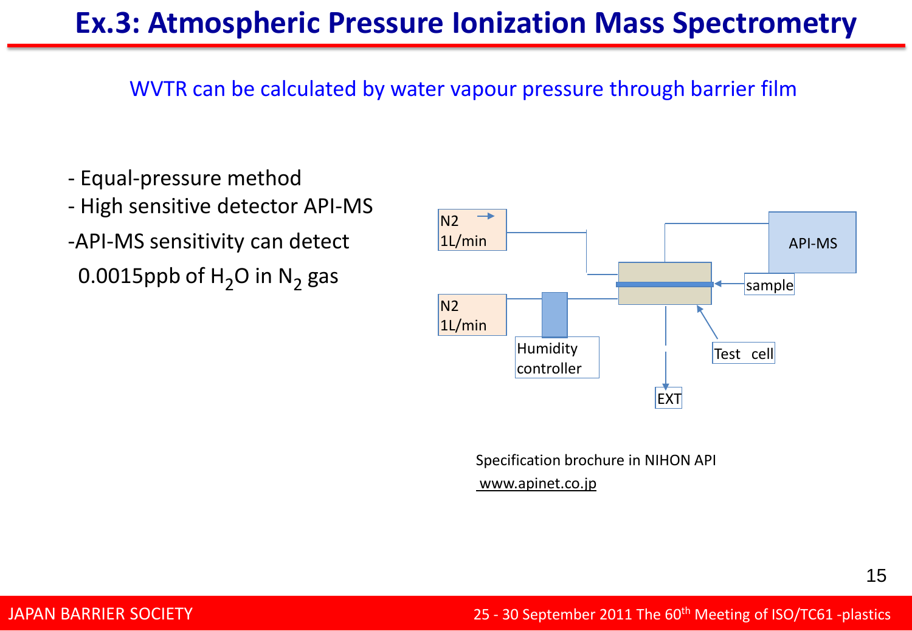# Ex.3: Atmospheric Pressure Ionization Mass Spectrometry

WVTR can be calculated by water vapour pressure through barrier film

- Equal-pressure method
- High sensitive detector API-MS
- API-MS sensitivity can detect 0.0015ppb of $H_2O$ in $N_2$ gas

N2 1L/min

N2 1L/min

Humidity controller

API-MS

sample

Test cell

EXT

Specification brochure in NIHON API
www.apinet.co.jp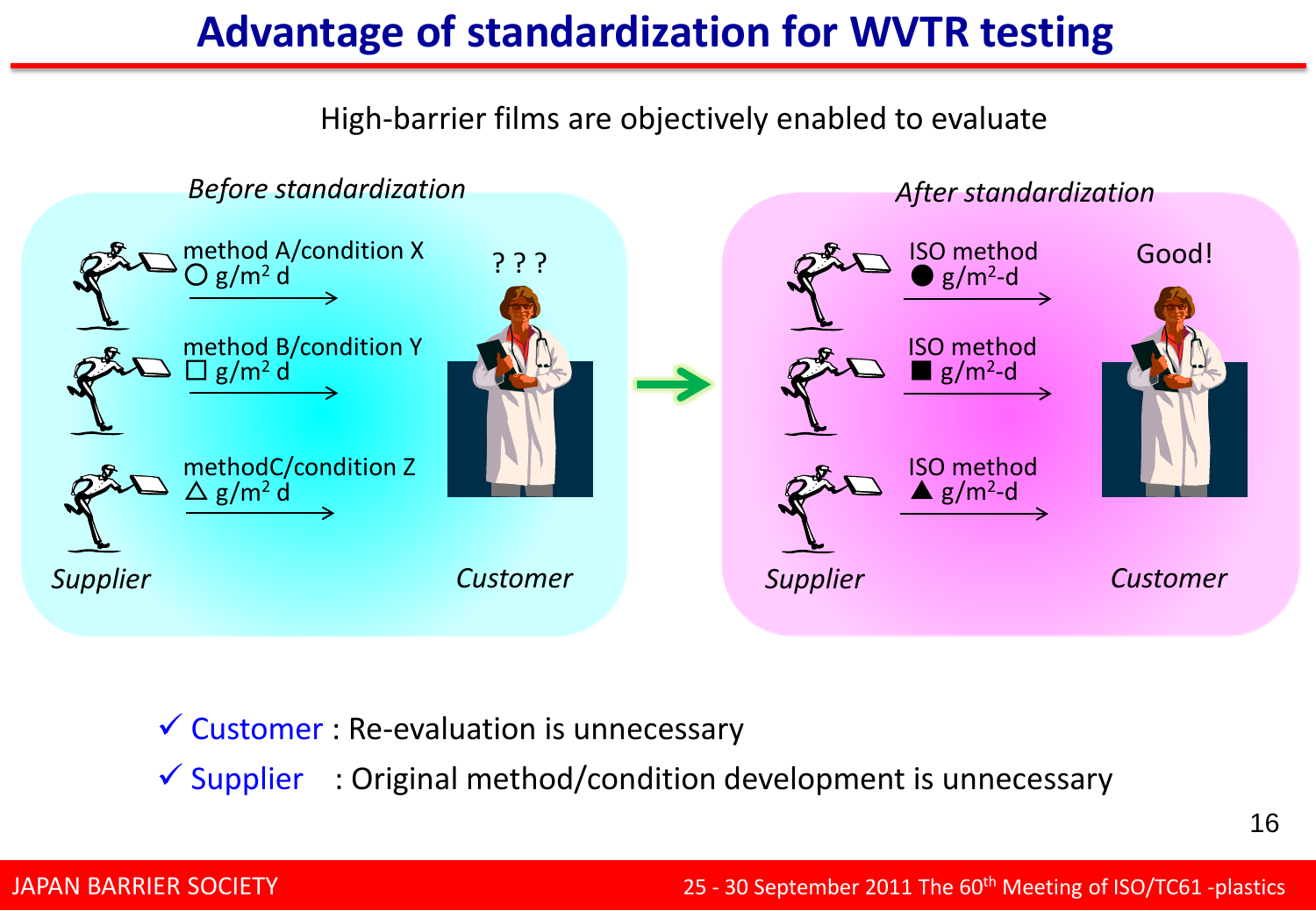# Advantage of standardization for WVTR testing

High-barrier films are objectively enabled to evaluate

*Before standardization*

method A/condition X
○ g/m² d

method B/condition Y
□ g/m² d

methodC/condition Z
△ g/m² d

? ? ?

*Supplier*

*Customer*

*After standardization*

ISO method
● g/m²-d

ISO method
■ g/m²-d

ISO method
▲ g/m²-d

Good!

*Supplier*

*Customer*

- ✓ Customer : Re-evaluation is unnecessary
- ✓ Supplier : Original method/condition development is unnecessary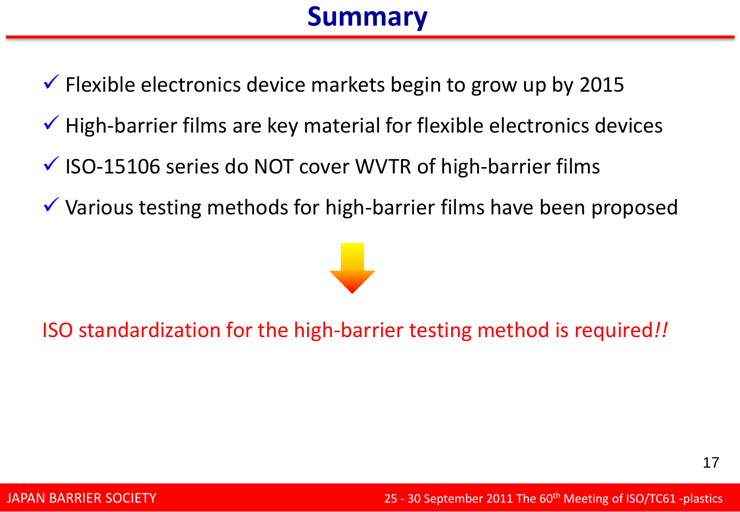# Summary

- ✓ Flexible electronics device markets begin to grow up by 2015
- ✓ High-barrier films are key material for flexible electronics devices
- ✓ ISO-15106 series do NOT cover WVTR of high-barrier films
- ✓ Various testing methods for high-barrier films have been proposed

ISO standardization for the high-barrier testing method is required*!!*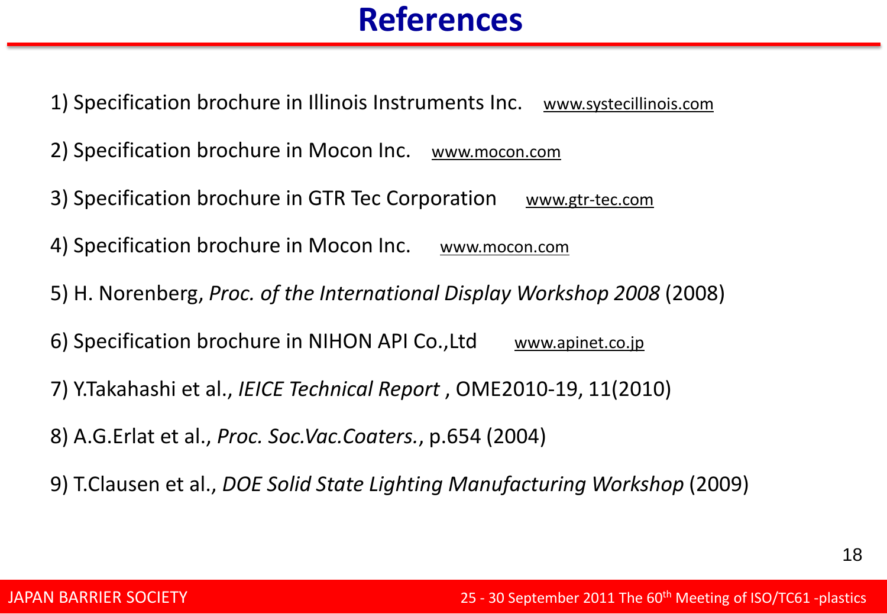# References

1) Specification brochure in Illinois Instruments Inc. www.systecillinois.com

2) Specification brochure in Mocon Inc. www.mocon.com

3) Specification brochure in GTR Tec Corporation www.gtr-tec.com

4) Specification brochure in Mocon Inc. www.mocon.com

5) H. Norenberg, *Proc. of the International Display Workshop 2008* (2008)

6) Specification brochure in NIHON API Co.,Ltd www.apinet.co.jp

7) Y.Takahashi et al., *IEICE Technical Report* , OME2010-19, 11(2010)

8) A.G.Erlat et al., *Proc. Soc.Vac.Coaters.*, p.654 (2004)

9) T.Clausen et al., *DOE Solid State Lighting Manufacturing Workshop* (2009)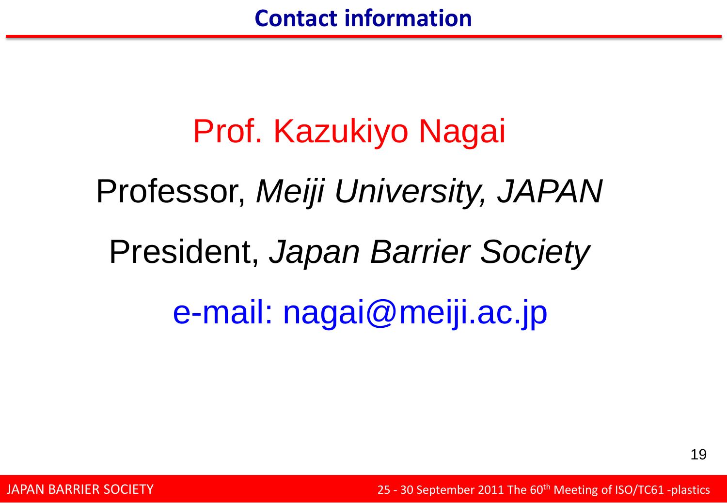# Contact information

Prof. Kazukiyo Nagai

Professor, *Meiji University, JAPAN*

President, *Japan Barrier Society*

e-mail: nagai@meiji.ac.jp